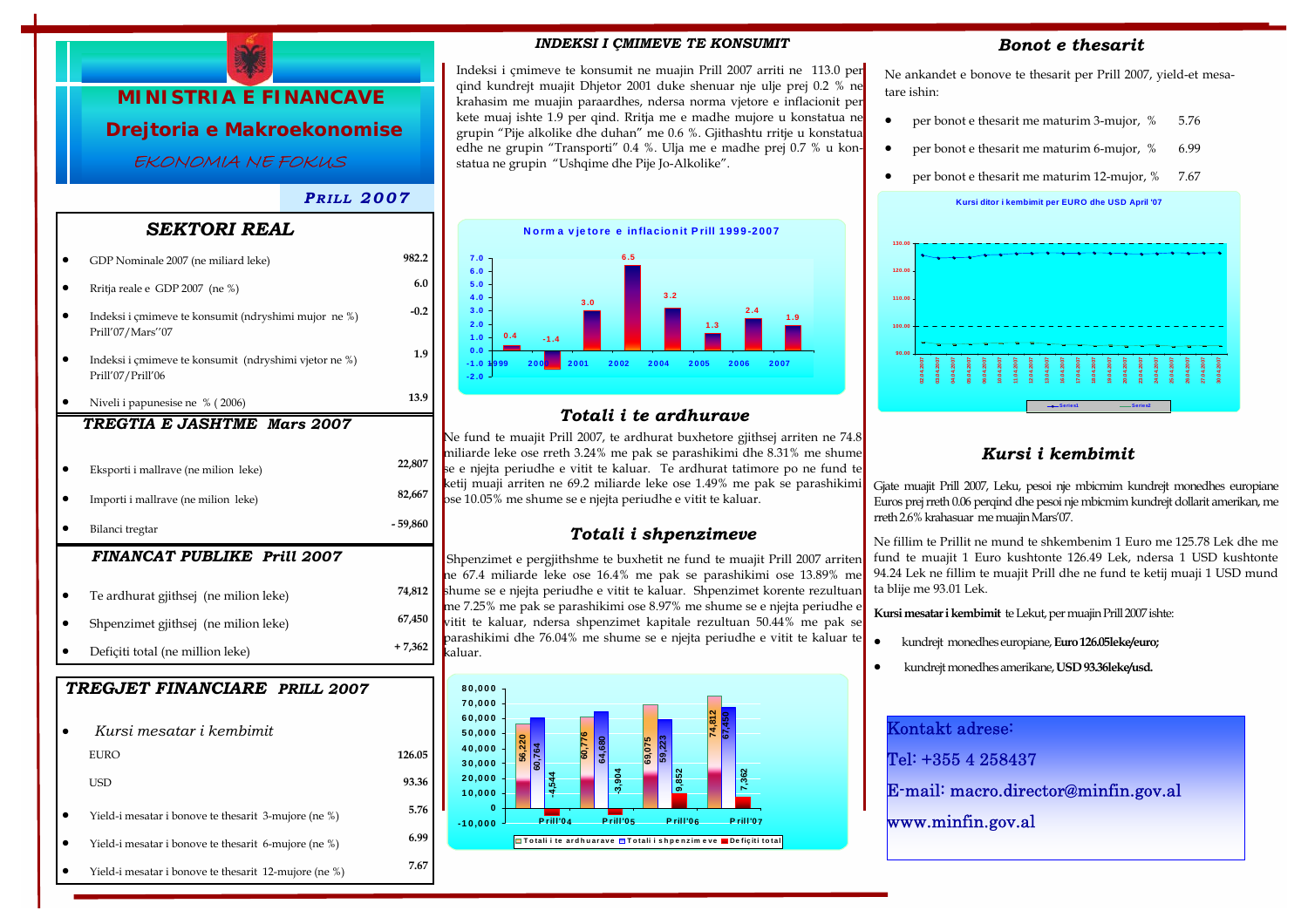# MINISTRIA E FINANCAVE

## Drejtoria e Makroekonomise

*EKONOMIA NE FOKUS*

***PRILL 2007***

## SEKTORI REAL

| | |
|---|---|
| GDP Nominale 2007 (ne miliard leke) | 982.2 |
| Rritja reale e GDP 2007 (ne %) | 6.0 |
| Indeksi i çmimeve te konsumit (ndryshimi mujor ne %) Prill'07/Mars''07 | -0.2 |
| Indeksi i çmimeve te konsumit (ndryshimi vjetor ne %) Prill'07/Prill'06 | 1.9 |
| Niveli i papunesise ne % ( 2006) | 13.9 |

### TREGTIA E JASHTME Mars 2007

| | |
|---|---|
| Eksporti i mallrave (ne milion leke) | 22,807 |
| Importi i mallrave (ne milion leke) | 82,667 |
| Bilanci tregtar | - 59,860 |

### FINANCAT PUBLIKE Prill 2007

| | |
|---|---|
| Te ardhurat gjithsej (ne milion leke) | 74,812 |
| Shpenzimet gjithsej (ne milion leke) | 67,450 |
| Defiçiti total (ne million leke) | + 7,362 |

### TREGJET FINANCIARE PRILL 2007

| | |
|---|---|
| *Kursi mesatar i kembimit* | |
| EURO | 126.05 |
| USD | 93.36 |
| Yield-i mesatar i bonove te thesarit 3-mujore (ne %) | 5.76 |
| Yield-i mesatar i bonove te thesarit 6-mujore (ne %) | 6.99 |
| Yield-i mesatar i bonove te thesarit 12-mujore (ne %) | 7.67 |

## INDEKSI I ÇMIMEVE TE KONSUMIT

Indeksi i çmimeve te konsumit ne muajin Prill 2007 arriti ne 113.0 per qind kundrejt muajit Dhjetor 2001 duke shenuar nje ulje prej 0.2 % ne krahasim me muajin paraardhes, ndersa norma vjetore e inflacionit per kete muaj ishte 1.9 per qind. Rritja me e madhe mujore u konstatua ne grupin "Pije alkolike dhe duhan" me 0.6 %. Gjithashtu rritje u konstatua edhe ne grupin "Transporti" 0.4 %. Ulja me e madhe prej 0.7 % u konstatua ne grupin "Ushqime dhe Pije Jo-Alkolike".

**Norma vjetore e inflacionit Prill 1999-2007**

| 1999 | 2000 | 2001 | 2002 | 2004 | 2005 | 2006 | 2007 |
|---|---|---|---|---|---|---|---|
| 0.4 | -1.4 | 3.0 | 6.5 | 3.2 | 1.3 | 2.4 | 1.9 |

## Totali i te ardhurave

Ne fund te muajit Prill 2007, te ardhurat buxhetore gjithsej arriten ne 74.8 miliarde leke ose rreth 3.24% me pak se parashikimi dhe 8.31% me shume se e njejta periudhe e vitit te kaluar. Te ardhurat tatimore po ne fund te ketij muaji arriten ne 69.2 miliarde leke ose 1.49% me pak se parashikimi ose 10.05% me shume se e njejta periudhe e vitit te kaluar.

## Totali i shpenzimeve

Shpenzimet e pergjithshme te buxhetit ne fund te muajit Prill 2007 arriten ne 67.4 miliarde leke ose 16.4% me pak se parashikimi ose 13.89% me shume se e njejta periudhe e vitit te kaluar. Shpenzimet korente rezultuan me 7.25% me pak se parashikimi ose 8.97% me shume se e njejta periudhe e vitit te kaluar, ndersa shpenzimet kapitale rezultuan 50.44% me pak se parashikimi dhe 76.04% me shume se e njejta periudhe e vitit te kaluar te kaluar.

| | Totali i te ardhuarave | Totali i shpenzimeve | Defiçiti total |
|---|---|---|---|
| Prill'04 | 56,220 | 60,764 | -4,544 |
| Prill'05 | 60,776 | 64,680 | -3,904 |
| Prill'06 | 69,075 | 59,223 | 9,852 |
| Prill'07 | 74,812 | 67,450 | 7,362 |

## Bonot e thesarit

Ne ankandet e bonove te thesarit per Prill 2007, yield-et mesatare ishin:

- per bonot e thesarit me maturim 3-mujor, % 5.76
- per bonot e thesarit me maturim 6-mujor, % 6.99
- per bonot e thesarit me maturim 12-mujor, % 7.67

**Kursi ditor i kembimit per EURO dhe USD April '07**

## Kursi i kembimit

Gjate muajit Prill 2007, Leku, pesoi nje mbicmim kundrejt monedhes europiane Euros prej rreth 0.06 perqind dhe pesoi nje mbicmim kundrejt dollarit amerikan, me rreth 2.6% krahasuar me muajin Mars'07.

Ne fillim te Prillit ne mund te shkembenim 1 Euro me 125.78 Lek dhe me fund te muajit 1 Euro kushtonte 126.49 Lek, ndersa 1 USD kushtonte 94.24 Lek ne fillim te muajit Prill dhe ne fund te ketij muaji 1 USD mund ta blije me 93.01 Lek.

**Kursi mesatar i kembimit** te Lekut, per muajin Prill 2007 ishte:

- kundrejt monedhes europiane, **Euro 126.05leke/euro;**
- kundrejt monedhes amerikane, **USD 93.36leke/usd.**

Kontakt adrese:

Tel: +355 4 258437

E-mail: macro.director@minfin.gov.al

www.minfin.gov.al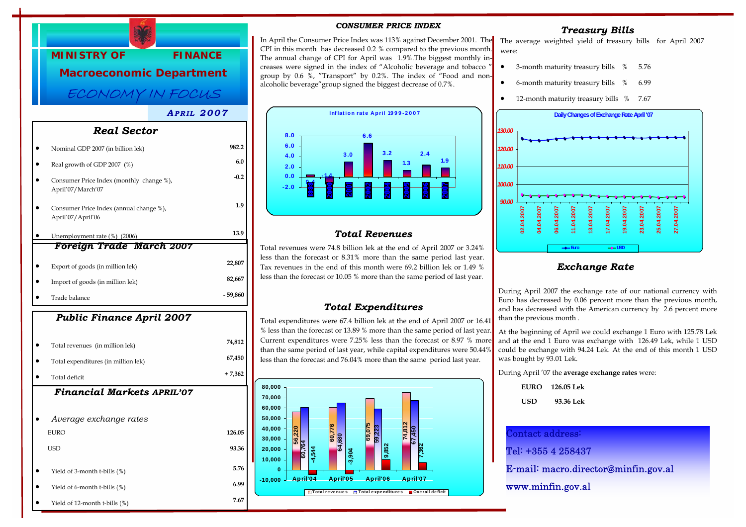# MINISTRY OF FINANCE

## Macroeconomic Department

*ECONOMY IN FOCUS*

***APRIL 2007***

### *Real Sector*

| | |
|---|---|
| Nominal GDP 2007 (in billion lek) | 982.2 |
| Real growth of GDP 2007 (%) | 6.0 |
| Consumer Price Index (monthly change %), April'07/March'07 | -0.2 |
| Consumer Price Index (annual change %), April'07/April'06 | 1.9 |
| Unemployment rate (%) (2006) | 13.9 |

### *Foreign Trade March 2007*

| | |
|---|---|
| Export of goods (in million lek) | 22,807 |
| Import of goods (in million lek) | 82,667 |
| Trade balance | - 59,860 |

### *Public Finance April 2007*

| | |
|---|---|
| Total revenues (in million lek) | 74,812 |
| Total expenditures (in million lek) | 67,450 |
| Total deficit | + 7,362 |

### *Financial Markets APRIL'07*

| | |
|---|---|
| *Average exchange rates* | |
| EURO | 126.05 |
| USD | 93.36 |
| Yield of 3-month t-bills (%) | 5.76 |
| Yield of 6-month t-bills (%) | 6.99 |
| Yield of 12-month t-bills (%) | 7.67 |

### *CONSUMER PRICE INDEX*

In April the Consumer Price Index was 113% against December 2001. The CPI in this month has decreased 0.2 % compared to the previous month. The annual change of CPI for April was 1.9%.The biggest monthly increases were signed in the index of "Alcoholic beverage and tobacco " group by 0.6 %, "Transport" by 0.2%. The index of "Food and non-alcoholic beverage"group signed the biggest decrease of 0.7%.

Inflation rate April 1999-2007

8.0
6.0
4.0
2.0
0.0
-2.0

0.4 -1.4 3.0 6.6 3.2 1.3 2.4 1.9

1999 2000 2001 2002 2003 2004 2005 2006 2007

### *Total Revenues*

Total revenues were 74.8 billion lek at the end of April 2007 or 3.24% less than the forecast or 8.31% more than the same period last year. Tax revenues in the end of this month were 69.2 billion lek or 1.49 % less than the forecast or 10.05 % more than the same period of last year.

### *Total Expenditures*

Total expenditures were 67.4 billion lek at the end of April 2007 or 16.41 % less than the forecast or 13.89 % more than the same period of last year. Current expenditures were 7.25% less than the forecast or 8.97 % more than the same period of last year, while capital expenditures were 50.44% less than the forecast and 76.04% more than the same period last year.

80,000
70,000
60,000
50,000
40,000
30,000
20,000
10,000
0
-10,000

April'04: 56,220 60,764 -4,544
April'05: 60,776 64,680 -3,904
April'06: 69,075 59,223 9,852
April'07: 74,812 67,450 7,362

Total revenues  Total expenditures  Overall deficit

### *Treasury Bills*

The average weighted yield of treasury bills for April 2007 were:

- 3-month maturity treasury bills % 5.76
- 6-month maturity treasury bills % 6.99
- 12-month maturity treasury bills % 7.67

Daily Changes of Exchange Rate April '07

130.00
120.00
110.00
100.00
90.00

02.04.2007 04.04.2007 06.04.2007 11.04.2007 13.04.2007 17.04.2007 19.04.2007 23.04.2007 25.04.2007 27.04.2007

Euro  USD

### *Exchange Rate*

During April 2007 the exchange rate of our national currency with Euro has decreased by 0.06 percent more than the previous month, and has decreased with the American currency by 2.6 percent more than the previous month .

At the beginning of April we could exchange 1 Euro with 125.78 Lek and at the end 1 Euro was exchange with 126.49 Lek, while 1 USD could be exchange with 94.24 Lek. At the end of this month 1 USD was bought by 93.01 Lek.

During April '07 the **average exchange rates** were:

**EURO 126.05 Lek**

**USD 93.36 Lek**

Contact address:

Tel: +355 4 258437

E-mail: macro.director@minfin.gov.al

www.minfin.gov.al